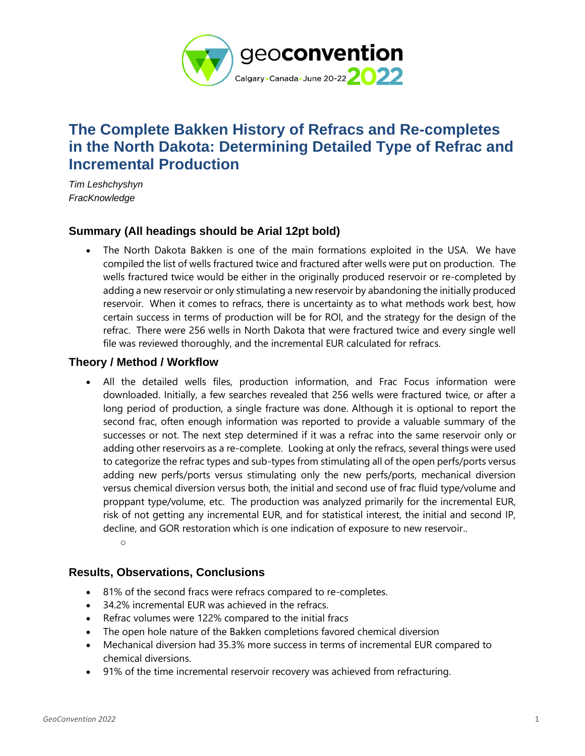# The Complete Bakken History of Refracs and Re-completes in the North Dakota: Determining Detailed Type of Refrac and Incremental Production

*Tim Leshchyshyn*
*FracKnowledge*

## Summary (All headings should be Arial 12pt bold)

- The North Dakota Bakken is one of the main formations exploited in the USA. We have compiled the list of wells fractured twice and fractured after wells were put on production. The wells fractured twice would be either in the originally produced reservoir or re-completed by adding a new reservoir or only stimulating a new reservoir by abandoning the initially produced reservoir. When it comes to refracs, there is uncertainty as to what methods work best, how certain success in terms of production will be for ROI, and the strategy for the design of the refrac. There were 256 wells in North Dakota that were fractured twice and every single well file was reviewed thoroughly, and the incremental EUR calculated for refracs.

## Theory / Method / Workflow

- All the detailed wells files, production information, and Frac Focus information were downloaded. Initially, a few searches revealed that 256 wells were fractured twice, or after a long period of production, a single fracture was done. Although it is optional to report the second frac, often enough information was reported to provide a valuable summary of the successes or not. The next step determined if it was a refrac into the same reservoir only or adding other reservoirs as a re-complete. Looking at only the refracs, several things were used to categorize the refrac types and sub-types from stimulating all of the open perfs/ports versus adding new perfs/ports versus stimulating only the new perfs/ports, mechanical diversion versus chemical diversion versus both, the initial and second use of frac fluid type/volume and proppant type/volume, etc. The production was analyzed primarily for the incremental EUR, risk of not getting any incremental EUR, and for statistical interest, the initial and second IP, decline, and GOR restoration which is one indication of exposure to new reservoir..
  - 

## Results, Observations, Conclusions

- 81% of the second fracs were refracs compared to re-completes.
- 34.2% incremental EUR was achieved in the refracs.
- Refrac volumes were 122% compared to the initial fracs
- The open hole nature of the Bakken completions favored chemical diversion
- Mechanical diversion had 35.3% more success in terms of incremental EUR compared to chemical diversions.
- 91% of the time incremental reservoir recovery was achieved from refracturing.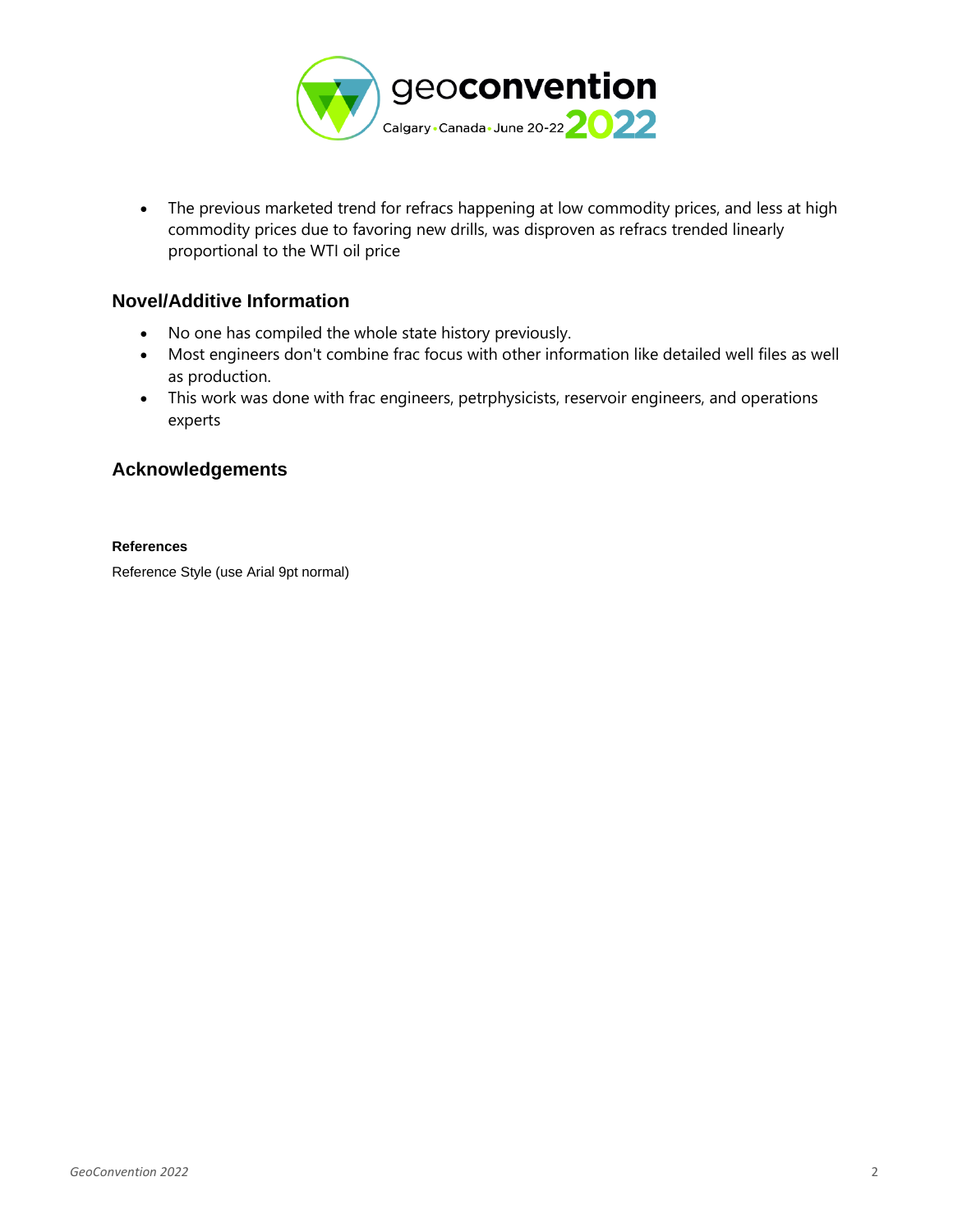- The previous marketed trend for refracs happening at low commodity prices, and less at high commodity prices due to favoring new drills, was disproven as refracs trended linearly proportional to the WTI oil price

## Novel/Additive Information

- No one has compiled the whole state history previously.
- Most engineers don't combine frac focus with other information like detailed well files as well as production.
- This work was done with frac engineers, petrphysicists, reservoir engineers, and operations experts

## Acknowledgements

#### References

Reference Style (use Arial 9pt normal)